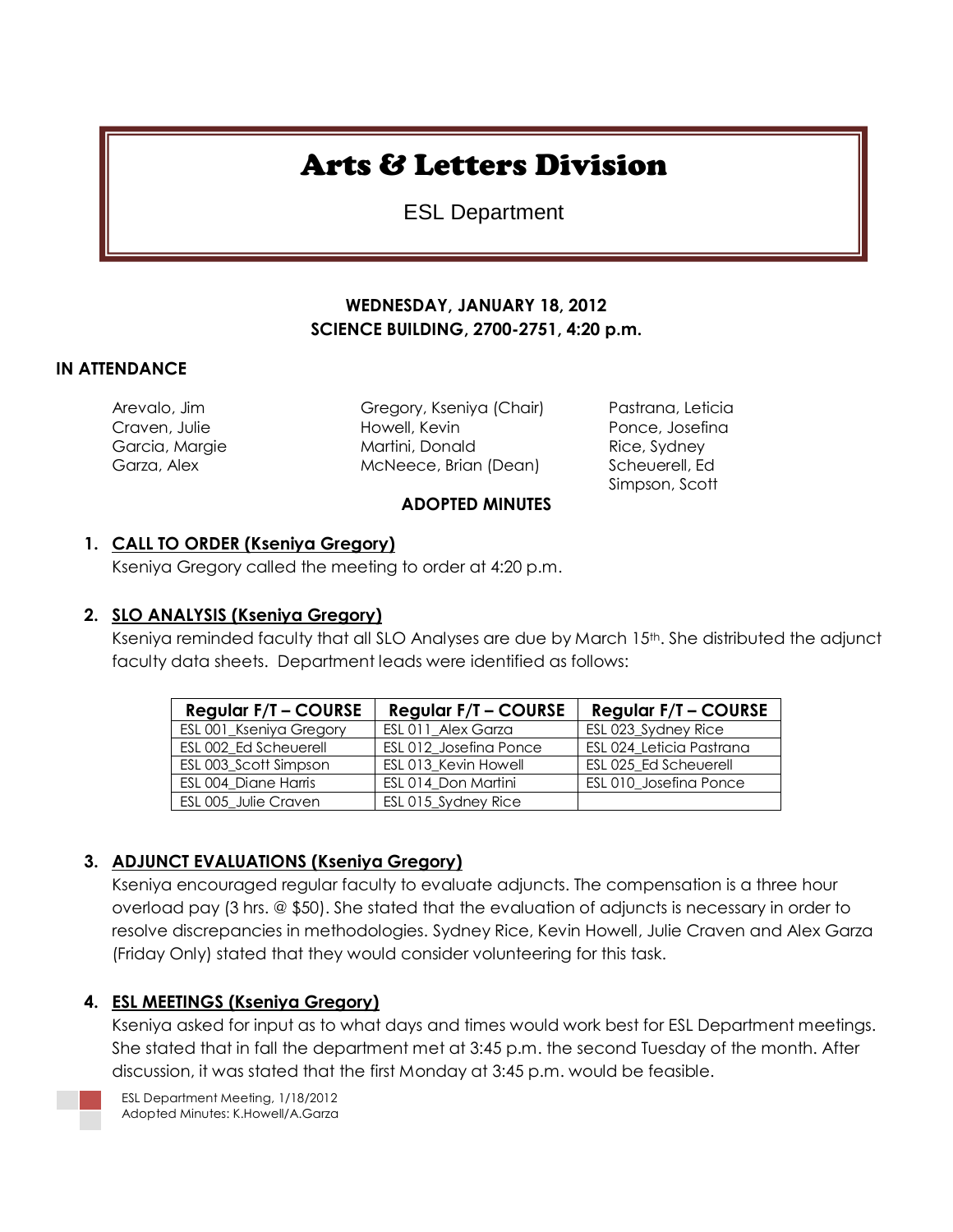# Arts & Letters Division

ESL Department

**WEDNESDAY, JANUARY 18, 2012**
**SCIENCE BUILDING, 2700-2751, 4:20 p.m.**

## IN ATTENDANCE

Arevalo, Jim
Craven, Julie
Garcia, Margie
Garza, Alex
Gregory, Kseniya (Chair)
Howell, Kevin
Martini, Donald
McNeece, Brian (Dean)
Pastrana, Leticia
Ponce, Josefina
Rice, Sydney
Scheuerell, Ed
Simpson, Scott

**ADOPTED MINUTES**

1. **CALL TO ORDER (Kseniya Gregory)**
   Kseniya Gregory called the meeting to order at 4:20 p.m.

2. **SLO ANALYSIS (Kseniya Gregory)**
   Kseniya reminded faculty that all SLO Analyses are due by March 15th. She distributed the adjunct faculty data sheets. Department leads were identified as follows:

| Regular F/T – COURSE | Regular F/T – COURSE | Regular F/T – COURSE |
|---|---|---|
| ESL 001_Kseniya Gregory | ESL 011_Alex Garza | ESL 023_Sydney Rice |
| ESL 002_Ed Scheuerell | ESL 012_Josefina Ponce | ESL 024_Leticia Pastrana |
| ESL 003_Scott Simpson | ESL 013_Kevin Howell | ESL 025_Ed Scheuerell |
| ESL 004_Diane Harris | ESL 014_Don Martini | ESL 010_Josefina Ponce |
| ESL 005_Julie Craven | ESL 015_Sydney Rice | |

3. **ADJUNCT EVALUATIONS (Kseniya Gregory)**
   Kseniya encouraged regular faculty to evaluate adjuncts. The compensation is a three hour overload pay (3 hrs. @ $50). She stated that the evaluation of adjuncts is necessary in order to resolve discrepancies in methodologies. Sydney Rice, Kevin Howell, Julie Craven and Alex Garza (Friday Only) stated that they would consider volunteering for this task.

4. **ESL MEETINGS (Kseniya Gregory)**
   Kseniya asked for input as to what days and times would work best for ESL Department meetings. She stated that in fall the department met at 3:45 p.m. the second Tuesday of the month. After discussion, it was stated that the first Monday at 3:45 p.m. would be feasible.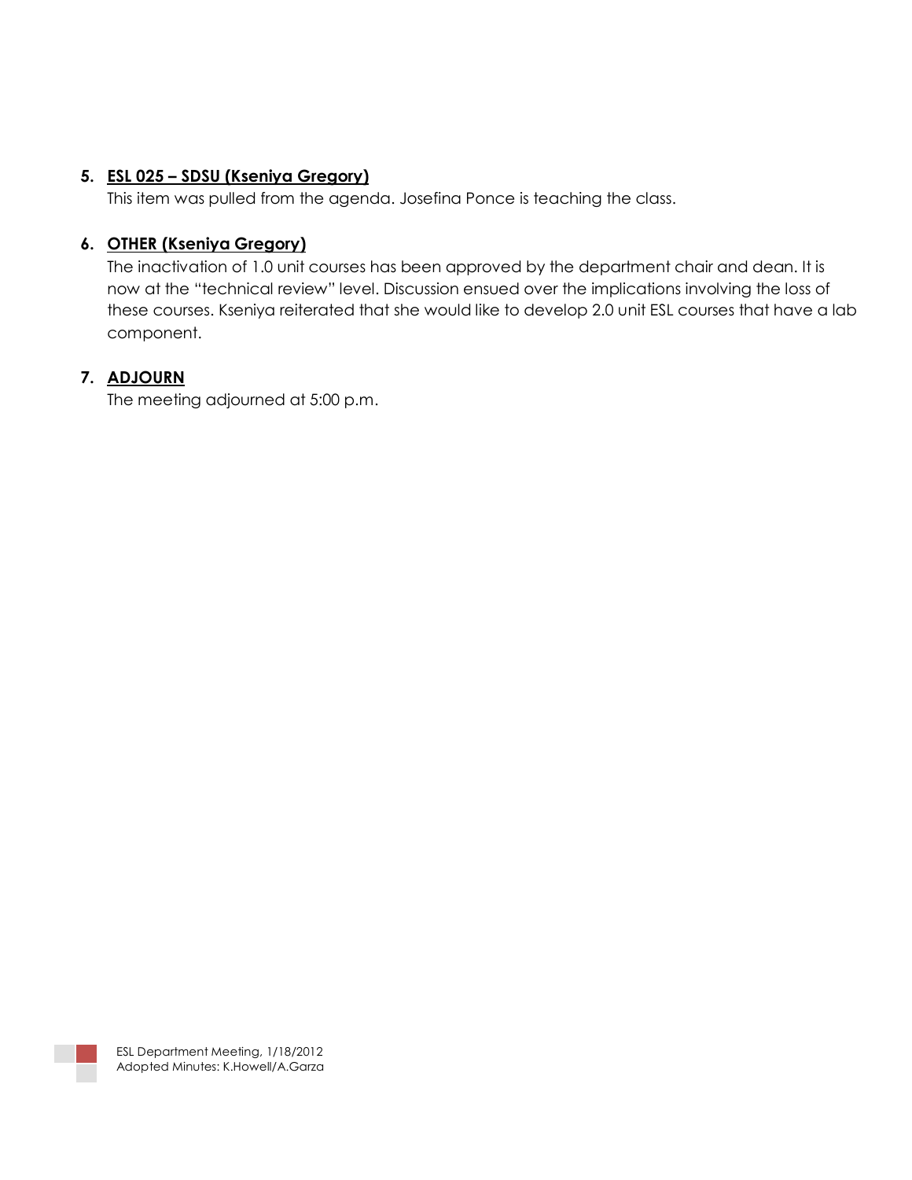**5. <u>ESL 025 – SDSU (Kseniya Gregory)</u>**

This item was pulled from the agenda. Josefina Ponce is teaching the class.

**6. <u>OTHER (Kseniya Gregory)</u>**

The inactivation of 1.0 unit courses has been approved by the department chair and dean. It is now at the "technical review" level. Discussion ensued over the implications involving the loss of these courses. Kseniya reiterated that she would like to develop 2.0 unit ESL courses that have a lab component.

**7. <u>ADJOURN</u>**

The meeting adjourned at 5:00 p.m.